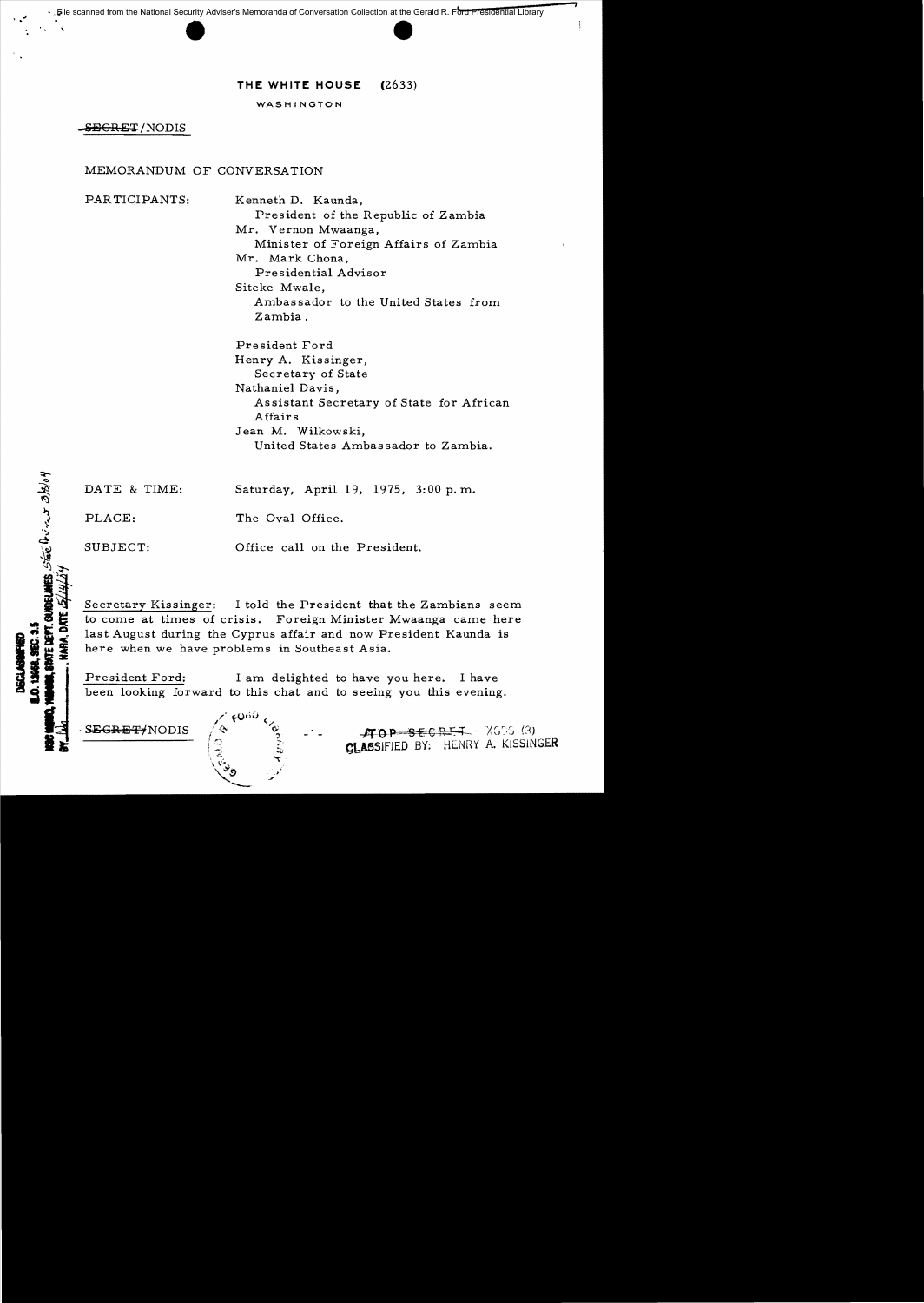THE WHITE HOUSE (2633)

WASHINGTON

~~SECRET~~/NODIS

MEMORANDUM OF CONVERSATION

PARTICIPANTS:

Kenneth D. Kaunda,
President of the Republic of Zambia

Mr. Vernon Mwaanga,
Minister of Foreign Affairs of Zambia

Mr. Mark Chona,
Presidential Advisor

Siteke Mwale,
Ambassador to the United States from Zambia.

President Ford

Henry A. Kissinger,
Secretary of State

Nathaniel Davis,
Assistant Secretary of State for African Affairs

Jean M. Wilkowski,
United States Ambassador to Zambia.

DATE & TIME: Saturday, April 19, 1975, 3:00 p.m.

PLACE: The Oval Office.

SUBJECT: Office call on the President.

Secretary Kissinger: I told the President that the Zambians seem to come at times of crisis. Foreign Minister Mwaanga came here last August during the Cyprus affair and now President Kaunda is here when we have problems in Southeast Asia.

President Ford: I am delighted to have you here. I have been looking forward to this chat and to seeing you this evening.

~~SECRET~~/NODIS

~~TOP SECRET~~ XGDS (3)
CLASSIFIED BY: HENRY A. KISSINGER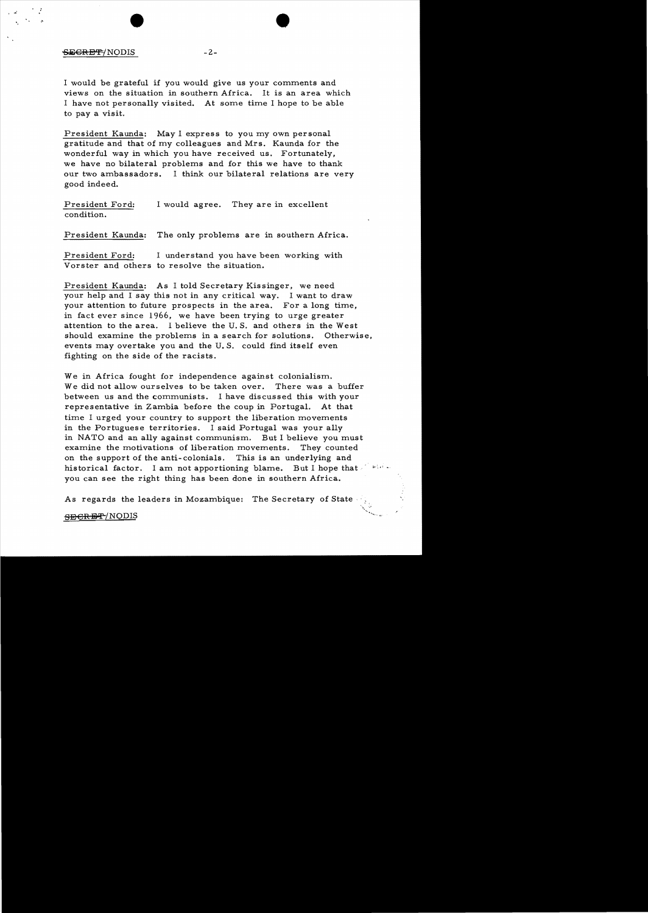I would be grateful if you would give us your comments and views on the situation in southern Africa. It is an area which I have not personally visited. At some time I hope to be able to pay a visit.

President Kaunda: May I express to you my own personal gratitude and that of my colleagues and Mrs. Kaunda for the wonderful way in which you have received us. Fortunately, we have no bilateral problems and for this we have to thank our two ambassadors. I think our bilateral relations are very good indeed.

President Ford: I would agree. They are in excellent condition.

President Kaunda: The only problems are in southern Africa.

President Ford: I understand you have been working with Vorster and others to resolve the situation.

President Kaunda: As I told Secretary Kissinger, we need your help and I say this not in any critical way. I want to draw your attention to future prospects in the area. For a long time, in fact ever since 1966, we have been trying to urge greater attention to the area. I believe the U.S. and others in the West should examine the problems in a search for solutions. Otherwise, events may overtake you and the U.S. could find itself even fighting on the side of the racists.

We in Africa fought for independence against colonialism. We did not allow ourselves to be taken over. There was a buffer between us and the communists. I have discussed this with your representative in Zambia before the coup in Portugal. At that time I urged your country to support the liberation movements in the Portuguese territories. I said Portugal was your ally in NATO and an ally against communism. But I believe you must examine the motivations of liberation movements. They counted on the support of the anti-colonials. This is an underlying and historical factor. I am not apportioning blame. But I hope that you can see the right thing has been done in southern Africa.

As regards the leaders in Mozambique: The Secretary of State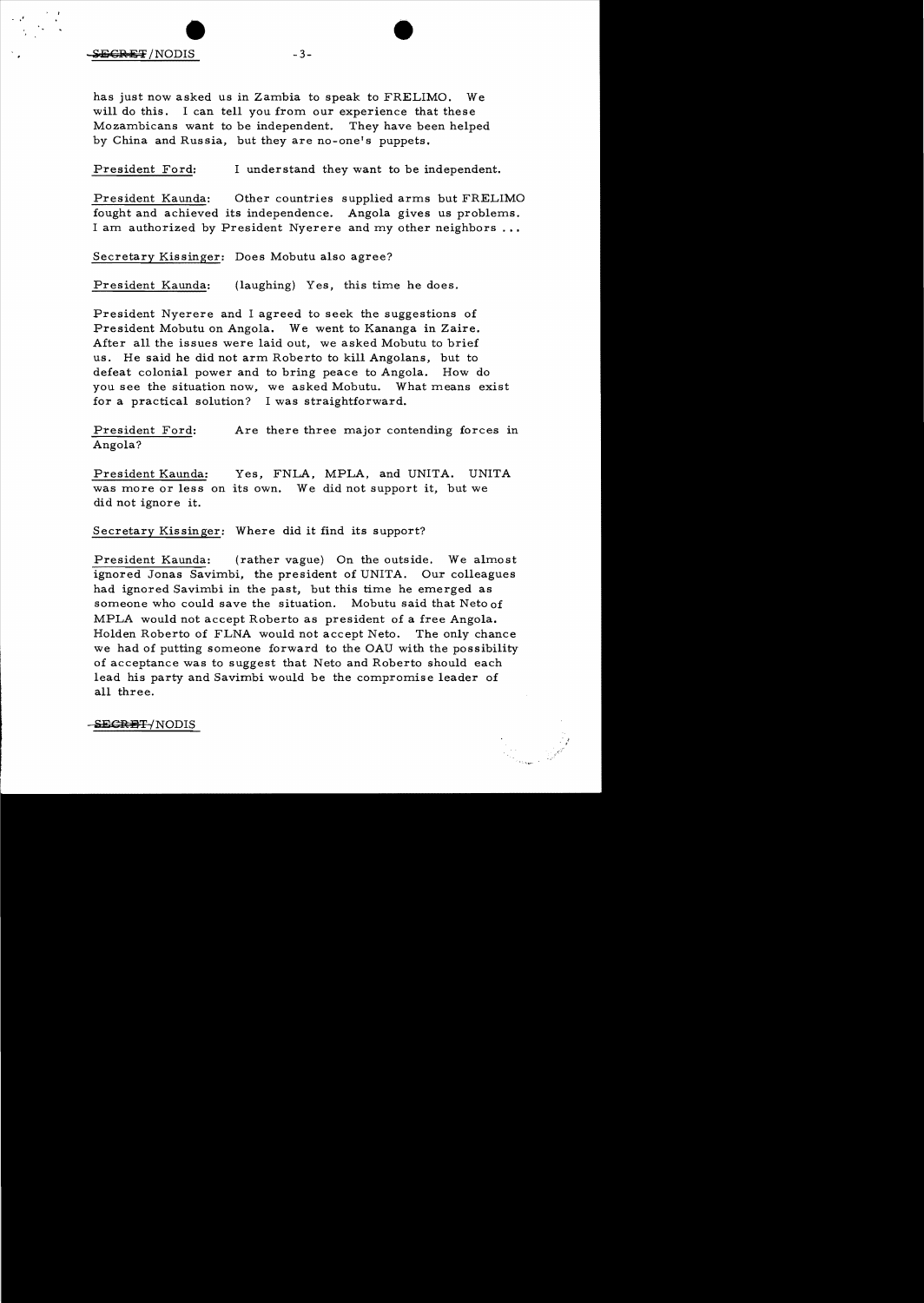has just now asked us in Zambia to speak to FRELIMO. We will do this. I can tell you from our experience that these Mozambicans want to be independent. They have been helped by China and Russia, but they are no-one's puppets.

President Ford: I understand they want to be independent.

President Kaunda: Other countries supplied arms but FRELIMO fought and achieved its independence. Angola gives us problems. I am authorized by President Nyerere and my other neighbors ...

Secretary Kissinger: Does Mobutu also agree?

President Kaunda: (laughing) Yes, this time he does.

President Nyerere and I agreed to seek the suggestions of President Mobutu on Angola. We went to Kananga in Zaire. After all the issues were laid out, we asked Mobutu to brief us. He said he did not arm Roberto to kill Angolans, but to defeat colonial power and to bring peace to Angola. How do you see the situation now, we asked Mobutu. What means exist for a practical solution? I was straightforward.

President Ford: Are there three major contending forces in Angola?

President Kaunda: Yes, FNLA, MPLA, and UNITA. UNITA was more or less on its own. We did not support it, but we did not ignore it.

Secretary Kissinger: Where did it find its support?

President Kaunda: (rather vague) On the outside. We almost ignored Jonas Savimbi, the president of UNITA. Our colleagues had ignored Savimbi in the past, but this time he emerged as someone who could save the situation. Mobutu said that Neto of MPLA would not accept Roberto as president of a free Angola. Holden Roberto of FLNA would not accept Neto. The only chance we had of putting someone forward to the OAU with the possibility of acceptance was to suggest that Neto and Roberto should each lead his party and Savimbi would be the compromise leader of all three.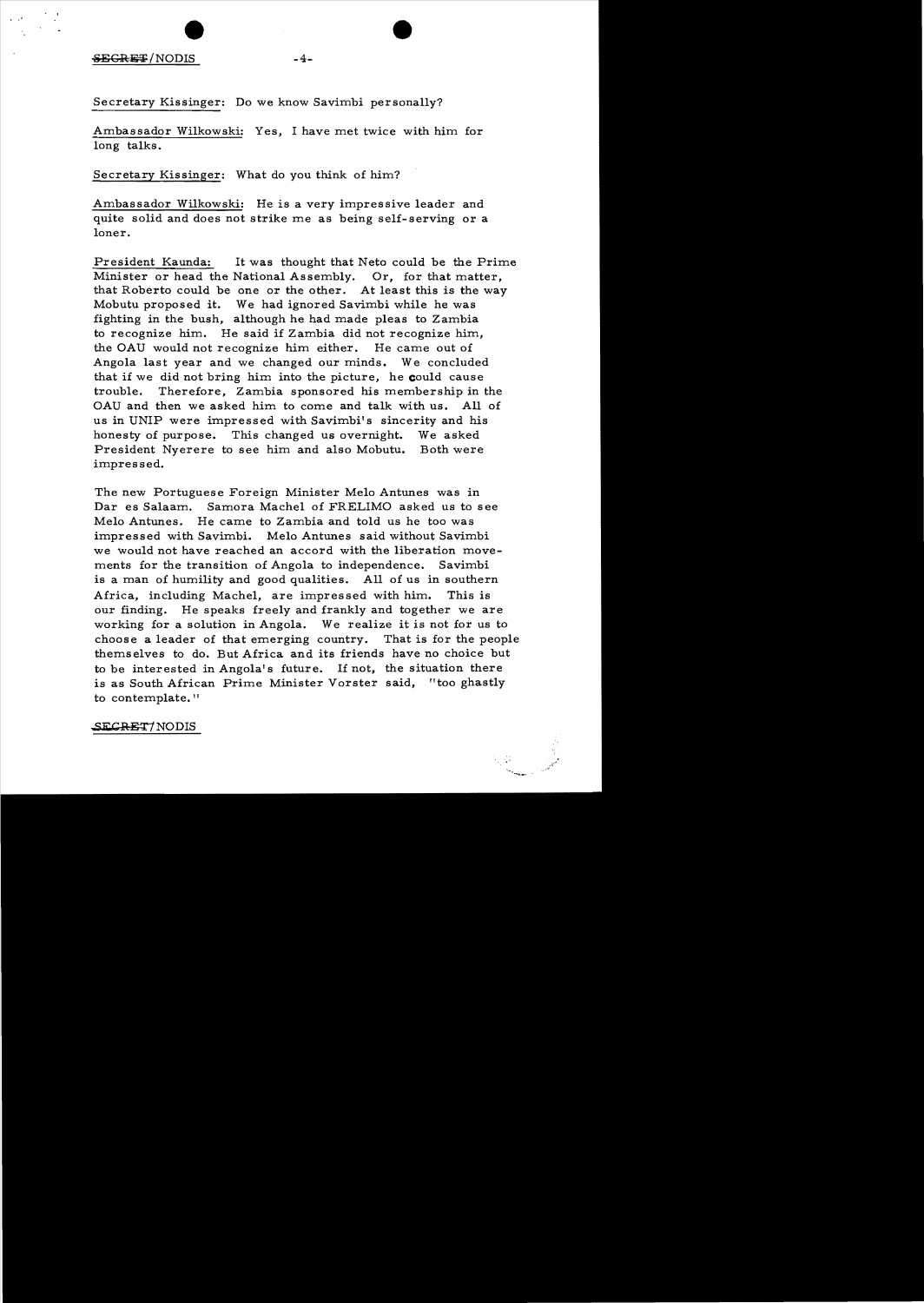Secretary Kissinger: Do we know Savimbi personally?

Ambassador Wilkowski: Yes, I have met twice with him for long talks.

Secretary Kissinger: What do you think of him?

Ambassador Wilkowski: He is a very impressive leader and quite solid and does not strike me as being self-serving or a loner.

President Kaunda: It was thought that Neto could be the Prime Minister or head the National Assembly. Or, for that matter, that Roberto could be one or the other. At least this is the way Mobutu proposed it. We had ignored Savimbi while he was fighting in the bush, although he had made pleas to Zambia to recognize him. He said if Zambia did not recognize him, the OAU would not recognize him either. He came out of Angola last year and we changed our minds. We concluded that if we did not bring him into the picture, he could cause trouble. Therefore, Zambia sponsored his membership in the OAU and then we asked him to come and talk with us. All of us in UNIP were impressed with Savimbi's sincerity and his honesty of purpose. This changed us overnight. We asked President Nyerere to see him and also Mobutu. Both were impressed.

The new Portuguese Foreign Minister Melo Antunes was in Dar es Salaam. Samora Machel of FRELIMO asked us to see Melo Antunes. He came to Zambia and told us he too was impressed with Savimbi. Melo Antunes said without Savimbi we would not have reached an accord with the liberation movements for the transition of Angola to independence. Savimbi is a man of humility and good qualities. All of us in southern Africa, including Machel, are impressed with him. This is our finding. He speaks freely and frankly and together we are working for a solution in Angola. We realize it is not for us to choose a leader of that emerging country. That is for the people themselves to do. But Africa and its friends have no choice but to be interested in Angola's future. If not, the situation there is as South African Prime Minister Vorster said, "too ghastly to contemplate."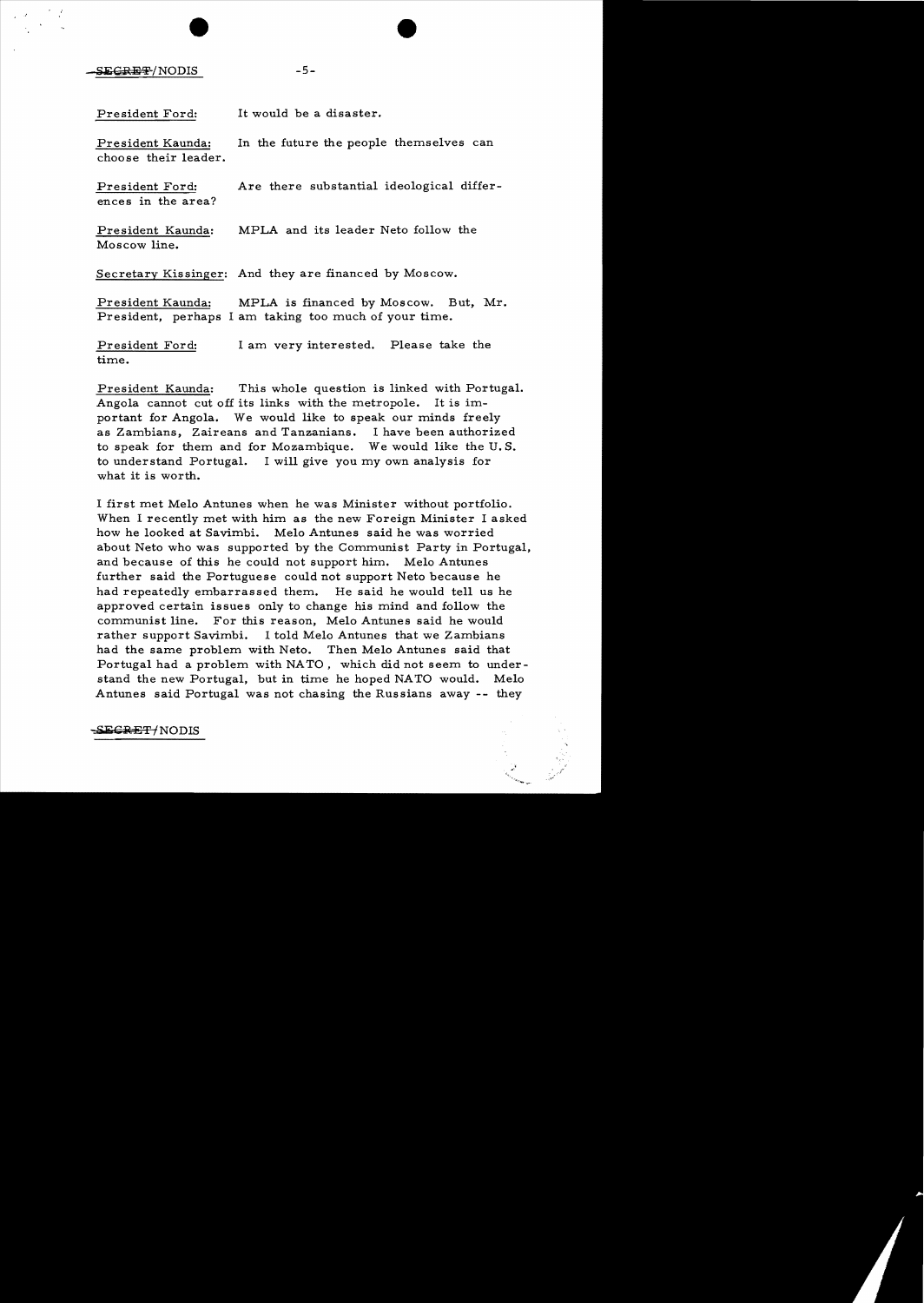SECRET/NODIS

President Ford: It would be a disaster.

President Kaunda: In the future the people themselves can choose their leader.

President Ford: Are there substantial ideological differences in the area?

President Kaunda: MPLA and its leader Neto follow the Moscow line.

Secretary Kissinger: And they are financed by Moscow.

President Kaunda: MPLA is financed by Moscow. But, Mr. President, perhaps I am taking too much of your time.

President Ford: I am very interested. Please take the time.

President Kaunda: This whole question is linked with Portugal. Angola cannot cut off its links with the metropole. It is important for Angola. We would like to speak our minds freely as Zambians, Zaireans and Tanzanians. I have been authorized to speak for them and for Mozambique. We would like the U.S. to understand Portugal. I will give you my own analysis for what it is worth.

I first met Melo Antunes when he was Minister without portfolio. When I recently met with him as the new Foreign Minister I asked how he looked at Savimbi. Melo Antunes said he was worried about Neto who was supported by the Communist Party in Portugal, and because of this he could not support him. Melo Antunes further said the Portuguese could not support Neto because he had repeatedly embarrassed them. He said he would tell us he approved certain issues only to change his mind and follow the communist line. For this reason, Melo Antunes said he would rather support Savimbi. I told Melo Antunes that we Zambians had the same problem with Neto. Then Melo Antunes said that Portugal had a problem with NATO, which did not seem to understand the new Portugal, but in time he hoped NATO would. Melo Antunes said Portugal was not chasing the Russians away -- they

SECRET/NODIS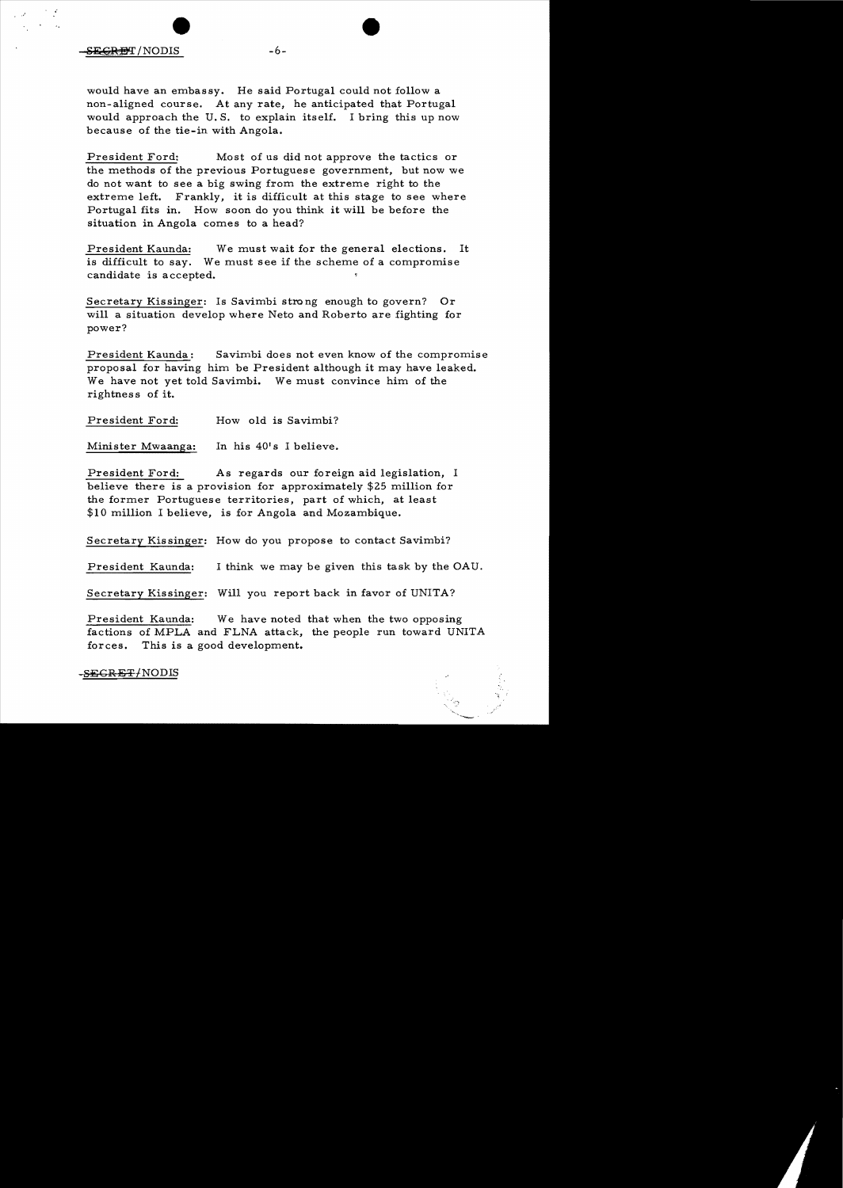would have an embassy. He said Portugal could not follow a non-aligned course. At any rate, he anticipated that Portugal would approach the U.S. to explain itself. I bring this up now because of the tie-in with Angola.

President Ford: Most of us did not approve the tactics or the methods of the previous Portuguese government, but now we do not want to see a big swing from the extreme right to the extreme left. Frankly, it is difficult at this stage to see where Portugal fits in. How soon do you think it will be before the situation in Angola comes to a head?

President Kaunda: We must wait for the general elections. It is difficult to say. We must see if the scheme of a compromise candidate is accepted.

Secretary Kissinger: Is Savimbi strong enough to govern? Or will a situation develop where Neto and Roberto are fighting for power?

President Kaunda: Savimbi does not even know of the compromise proposal for having him be President although it may have leaked. We have not yet told Savimbi. We must convince him of the rightness of it.

President Ford: How old is Savimbi?

Minister Mwaanga: In his 40's I believe.

President Ford: As regards our foreign aid legislation, I believe there is a provision for approximately $25 million for the former Portuguese territories, part of which, at least $10 million I believe, is for Angola and Mozambique.

Secretary Kissinger: How do you propose to contact Savimbi?

President Kaunda: I think we may be given this task by the OAU.

Secretary Kissinger: Will you report back in favor of UNITA?

President Kaunda: We have noted that when the two opposing factions of MPLA and FLNA attack, the people run toward UNITA forces. This is a good development.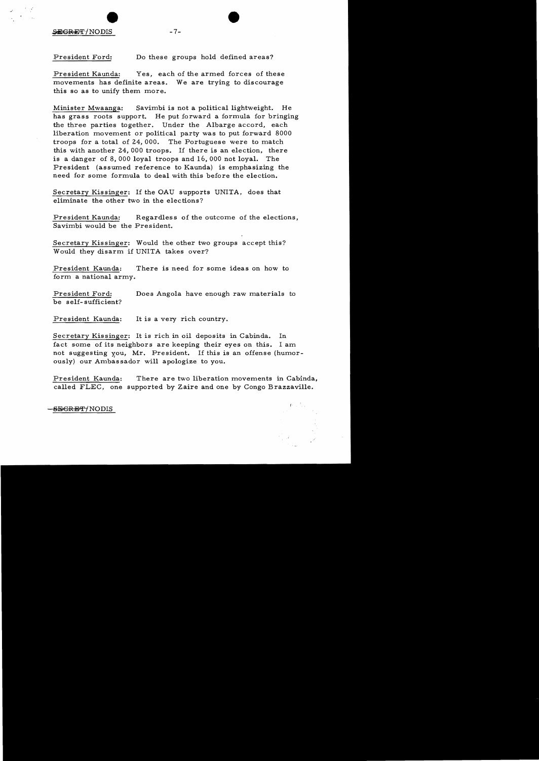President Ford: Do these groups hold defined areas?

President Kaunda: Yes, each of the armed forces of these movements has definite areas. We are trying to discourage this so as to unify them more.

Minister Mwaanga: Savimbi is not a political lightweight. He has grass roots support. He put forward a formula for bringing the three parties together. Under the Albarge accord, each liberation movement or political party was to put forward 8000 troops for a total of 24,000. The Portuguese were to match this with another 24,000 troops. If there is an election, there is a danger of 8,000 loyal troops and 16,000 not loyal. The President (assumed reference to Kaunda) is emphasizing the need for some formula to deal with this before the election.

Secretary Kissinger: If the OAU supports UNITA, does that eliminate the other two in the elections?

President Kaunda: Regardless of the outcome of the elections, Savimbi would be the President.

Secretary Kissinger: Would the other two groups accept this? Would they disarm if UNITA takes over?

President Kaunda: There is need for some ideas on how to form a national army.

President Ford: Does Angola have enough raw materials to be self-sufficient?

President Kaunda: It is a very rich country.

Secretary Kissinger: It is rich in oil deposits in Cabinda. In fact some of its neighbors are keeping their eyes on this. I am not suggesting you, Mr. President. If this is an offense (humorously) our Ambassador will apologize to you.

President Kaunda: There are two liberation movements in Cabinda, called FLEC, one supported by Zaire and one by Congo Brazzaville.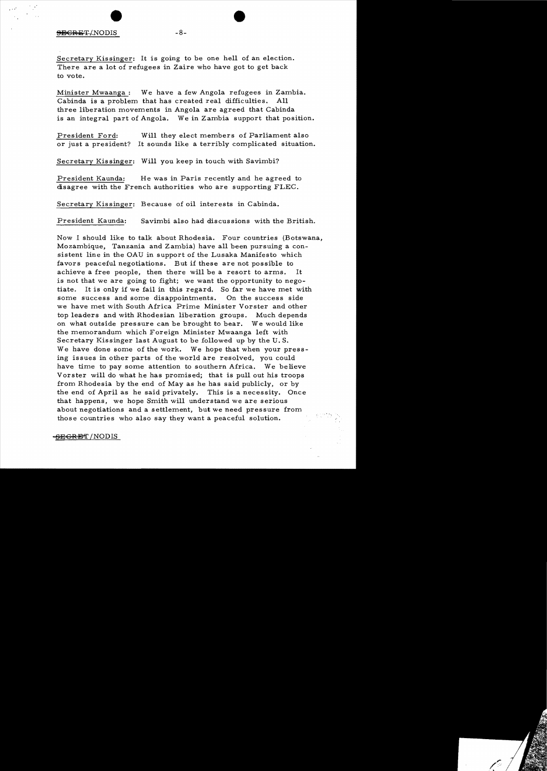Secretary Kissinger: It is going to be one hell of an election. There are a lot of refugees in Zaire who have got to get back to vote.

Minister Mwaanga: We have a few Angola refugees in Zambia. Cabinda is a problem that has created real difficulties. All three liberation movements in Angola are agreed that Cabinda is an integral part of Angola. We in Zambia support that position.

President Ford: Will they elect members of Parliament also or just a president? It sounds like a terribly complicated situation.

Secretary Kissinger: Will you keep in touch with Savimbi?

President Kaunda: He was in Paris recently and he agreed to disagree with the French authorities who are supporting FLEC.

Secretary Kissinger: Because of oil interests in Cabinda.

President Kaunda: Savimbi also had discussions with the British.

Now I should like to talk about Rhodesia. Four countries (Botswana, Mozambique, Tanzania and Zambia) have all been pursuing a consistent line in the OAU in support of the Lusaka Manifesto which favors peaceful negotiations. But if these are not possible to achieve a free people, then there will be a resort to arms. It is not that we are going to fight; we want the opportunity to negotiate. It is only if we fail in this regard. So far we have met with some success and some disappointments. On the success side we have met with South Africa Prime Minister Vorster and other top leaders and with Rhodesian liberation groups. Much depends on what outside pressure can be brought to bear. We would like the memorandum which Foreign Minister Mwaanga left with Secretary Kissinger last August to be followed up by the U.S. We have done some of the work. We hope that when your pressing issues in other parts of the world are resolved, you could have time to pay some attention to southern Africa. We believe Vorster will do what he has promised; that is pull out his troops from Rhodesia by the end of May as he has said publicly, or by the end of April as he said privately. This is a necessity. Once that happens, we hope Smith will understand we are serious about negotiations and a settlement, but we need pressure from those countries who also say they want a peaceful solution.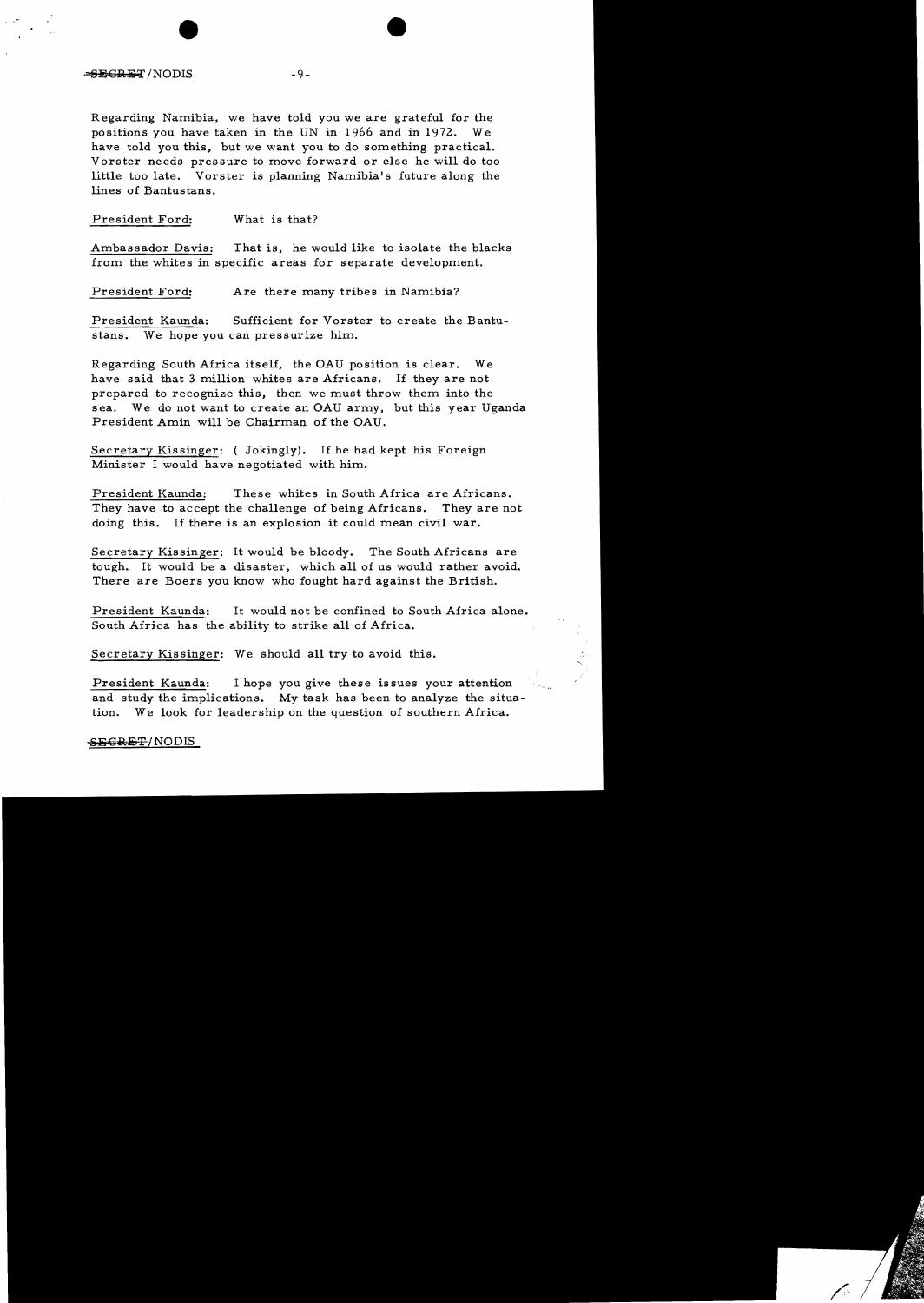Regarding Namibia, we have told you we are grateful for the positions you have taken in the UN in 1966 and in 1972. We have told you this, but we want you to do something practical. Vorster needs pressure to move forward or else he will do too little too late. Vorster is planning Namibia's future along the lines of Bantustans.

President Ford: What is that?

Ambassador Davis: That is, he would like to isolate the blacks from the whites in specific areas for separate development.

President Ford: Are there many tribes in Namibia?

President Kaunda: Sufficient for Vorster to create the Bantustans. We hope you can pressurize him.

Regarding South Africa itself, the OAU position is clear. We have said that 3 million whites are Africans. If they are not prepared to recognize this, then we must throw them into the sea. We do not want to create an OAU army, but this year Uganda President Amin will be Chairman of the OAU.

Secretary Kissinger: ( Jokingly). If he had kept his Foreign Minister I would have negotiated with him.

President Kaunda: These whites in South Africa are Africans. They have to accept the challenge of being Africans. They are not doing this. If there is an explosion it could mean civil war.

Secretary Kissinger: It would be bloody. The South Africans are tough. It would be a disaster, which all of us would rather avoid. There are Boers you know who fought hard against the British.

President Kaunda: It would not be confined to South Africa alone. South Africa has the ability to strike all of Africa.

Secretary Kissinger: We should all try to avoid this.

President Kaunda: I hope you give these issues your attention and study the implications. My task has been to analyze the situation. We look for leadership on the question of southern Africa.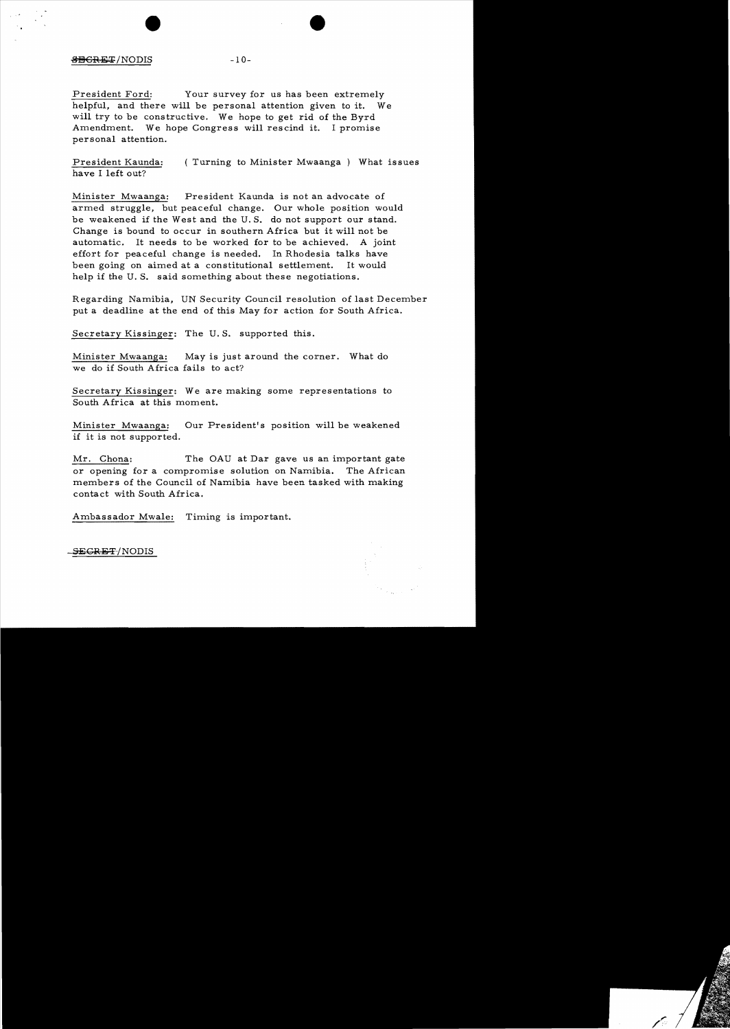President Ford: Your survey for us has been extremely helpful, and there will be personal attention given to it. We will try to be constructive. We hope to get rid of the Byrd Amendment. We hope Congress will rescind it. I promise personal attention.

President Kaunda: ( Turning to Minister Mwaanga ) What issues have I left out?

Minister Mwaanga: President Kaunda is not an advocate of armed struggle, but peaceful change. Our whole position would be weakened if the West and the U. S. do not support our stand. Change is bound to occur in southern Africa but it will not be automatic. It needs to be worked for to be achieved. A joint effort for peaceful change is needed. In Rhodesia talks have been going on aimed at a constitutional settlement. It would help if the U. S. said something about these negotiations.

Regarding Namibia, UN Security Council resolution of last December put a deadline at the end of this May for action for South Africa.

Secretary Kissinger: The U. S. supported this.

Minister Mwaanga: May is just around the corner. What do we do if South Africa fails to act?

Secretary Kissinger: We are making some representations to South Africa at this moment.

Minister Mwaanga: Our President's position will be weakened if it is not supported.

Mr. Chona: The OAU at Dar gave us an important gate or opening for a compromise solution on Namibia. The African members of the Council of Namibia have been tasked with making contact with South Africa.

Ambassador Mwale: Timing is important.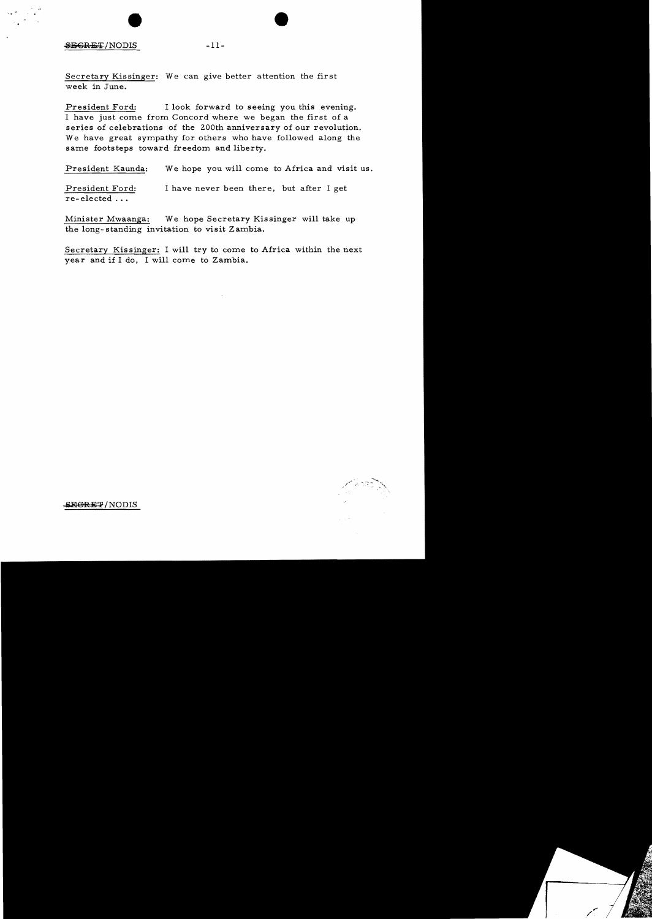Secretary Kissinger: We can give better attention the first week in June.

President Ford: I look forward to seeing you this evening. I have just come from Concord where we began the first of a series of celebrations of the 200th anniversary of our revolution. We have great sympathy for others who have followed along the same footsteps toward freedom and liberty.

President Kaunda: We hope you will come to Africa and visit us.

President Ford: I have never been there, but after I get re-elected . . .

Minister Mwaanga: We hope Secretary Kissinger will take up the long-standing invitation to visit Zambia.

Secretary Kissinger: I will try to come to Africa within the next year and if I do, I will come to Zambia.

SECRET/NODIS